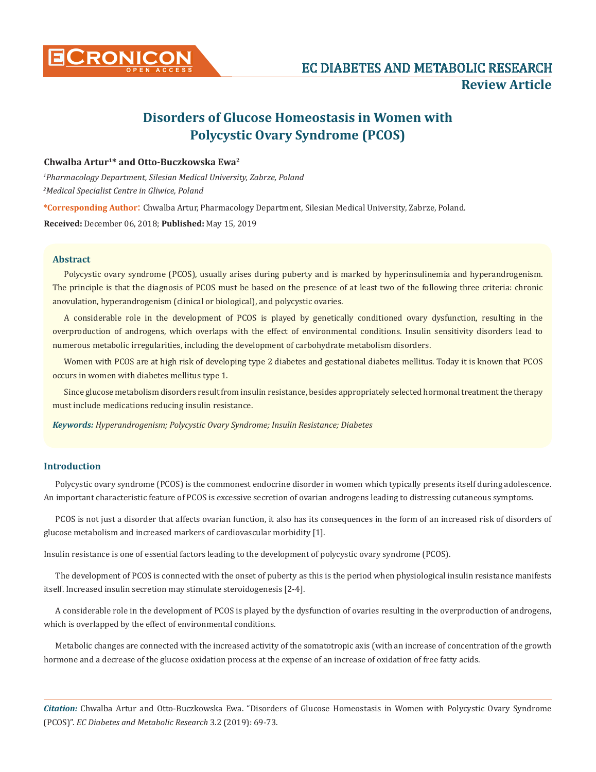Review Article

# Disorders of Glucose Homeostasis in Women with Polycystic Ovary Syndrome (PCOS)

**Chwalba Artur[1]* and Otto-Buczkowska Ewa[2]**

*[1]Pharmacology Department, Silesian Medical University, Zabrze, Poland*

*[2]Medical Specialist Centre in Gliwice, Poland*

**\*Corresponding Author**: Chwalba Artur, Pharmacology Department, Silesian Medical University, Zabrze, Poland.

**Received:** December 06, 2018; **Published:** May 15, 2019

## Abstract

Polycystic ovary syndrome (PCOS), usually arises during puberty and is marked by hyperinsulinemia and hyperandrogenism. The principle is that the diagnosis of PCOS must be based on the presence of at least two of the following three criteria: chronic anovulation, hyperandrogenism (clinical or biological), and polycystic ovaries.

A considerable role in the development of PCOS is played by genetically conditioned ovary dysfunction, resulting in the overproduction of androgens, which overlaps with the effect of environmental conditions. Insulin sensitivity disorders lead to numerous metabolic irregularities, including the development of carbohydrate metabolism disorders.

Women with PCOS are at high risk of developing type 2 diabetes and gestational diabetes mellitus. Today it is known that PCOS occurs in women with diabetes mellitus type 1.

Since glucose metabolism disorders result from insulin resistance, besides appropriately selected hormonal treatment the therapy must include medications reducing insulin resistance.

***Keywords:*** *Hyperandrogenism; Polycystic Ovary Syndrome; Insulin Resistance; Diabetes*

## Introduction

Polycystic ovary syndrome (PCOS) is the commonest endocrine disorder in women which typically presents itself during adolescence. An important characteristic feature of PCOS is excessive secretion of ovarian androgens leading to distressing cutaneous symptoms.

PCOS is not just a disorder that affects ovarian function, it also has its consequences in the form of an increased risk of disorders of glucose metabolism and increased markers of cardiovascular morbidity [1].

Insulin resistance is one of essential factors leading to the development of polycystic ovary syndrome (PCOS).

The development of PCOS is connected with the onset of puberty as this is the period when physiological insulin resistance manifests itself. Increased insulin secretion may stimulate steroidogenesis [2-4].

A considerable role in the development of PCOS is played by the dysfunction of ovaries resulting in the overproduction of androgens, which is overlapped by the effect of environmental conditions.

Metabolic changes are connected with the increased activity of the somatotropic axis (with an increase of concentration of the growth hormone and a decrease of the glucose oxidation process at the expense of an increase of oxidation of free fatty acids.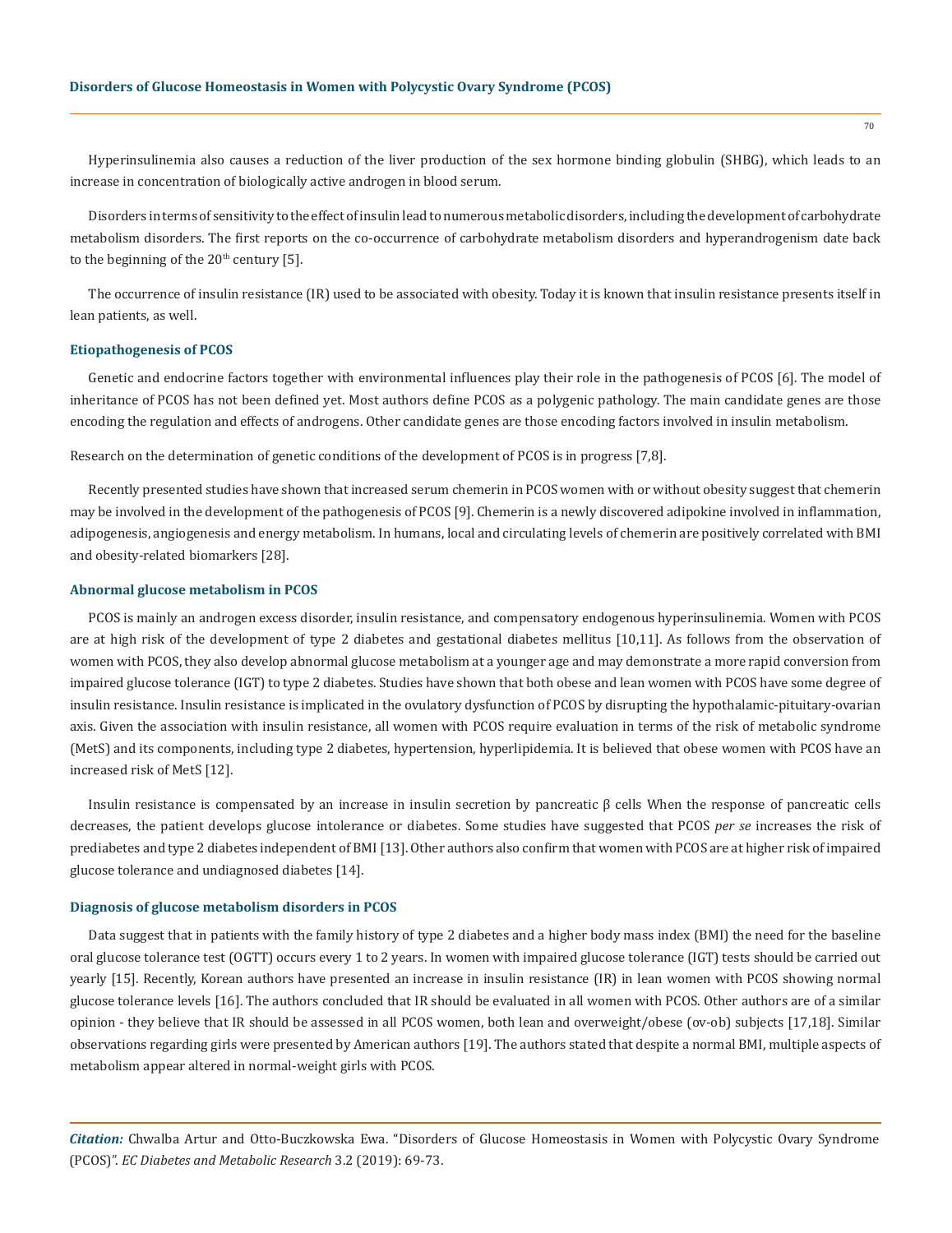Hyperinsulinemia also causes a reduction of the liver production of the sex hormone binding globulin (SHBG), which leads to an increase in concentration of biologically active androgen in blood serum.

Disorders in terms of sensitivity to the effect of insulin lead to numerous metabolic disorders, including the development of carbohydrate metabolism disorders. The first reports on the co-occurrence of carbohydrate metabolism disorders and hyperandrogenism date back to the beginning of the 20th century [5].

The occurrence of insulin resistance (IR) used to be associated with obesity. Today it is known that insulin resistance presents itself in lean patients, as well.

### Etiopathogenesis of PCOS

Genetic and endocrine factors together with environmental influences play their role in the pathogenesis of PCOS [6]. The model of inheritance of PCOS has not been defined yet. Most authors define PCOS as a polygenic pathology. The main candidate genes are those encoding the regulation and effects of androgens. Other candidate genes are those encoding factors involved in insulin metabolism.

Research on the determination of genetic conditions of the development of PCOS is in progress [7,8].

Recently presented studies have shown that increased serum chemerin in PCOS women with or without obesity suggest that chemerin may be involved in the development of the pathogenesis of PCOS [9]. Chemerin is a newly discovered adipokine involved in inflammation, adipogenesis, angiogenesis and energy metabolism. In humans, local and circulating levels of chemerin are positively correlated with BMI and obesity-related biomarkers [28].

### Abnormal glucose metabolism in PCOS

PCOS is mainly an androgen excess disorder, insulin resistance, and compensatory endogenous hyperinsulinemia. Women with PCOS are at high risk of the development of type 2 diabetes and gestational diabetes mellitus [10,11]. As follows from the observation of women with PCOS, they also develop abnormal glucose metabolism at a younger age and may demonstrate a more rapid conversion from impaired glucose tolerance (IGT) to type 2 diabetes. Studies have shown that both obese and lean women with PCOS have some degree of insulin resistance. Insulin resistance is implicated in the ovulatory dysfunction of PCOS by disrupting the hypothalamic-pituitary-ovarian axis. Given the association with insulin resistance, all women with PCOS require evaluation in terms of the risk of metabolic syndrome (MetS) and its components, including type 2 diabetes, hypertension, hyperlipidemia. It is believed that obese women with PCOS have an increased risk of MetS [12].

Insulin resistance is compensated by an increase in insulin secretion by pancreatic β cells When the response of pancreatic cells decreases, the patient develops glucose intolerance or diabetes. Some studies have suggested that PCOS *per se* increases the risk of prediabetes and type 2 diabetes independent of BMI [13]. Other authors also confirm that women with PCOS are at higher risk of impaired glucose tolerance and undiagnosed diabetes [14].

### Diagnosis of glucose metabolism disorders in PCOS

Data suggest that in patients with the family history of type 2 diabetes and a higher body mass index (BMI) the need for the baseline oral glucose tolerance test (OGTT) occurs every 1 to 2 years. In women with impaired glucose tolerance (IGT) tests should be carried out yearly [15]. Recently, Korean authors have presented an increase in insulin resistance (IR) in lean women with PCOS showing normal glucose tolerance levels [16]. The authors concluded that IR should be evaluated in all women with PCOS. Other authors are of a similar opinion - they believe that IR should be assessed in all PCOS women, both lean and overweight/obese (ov-ob) subjects [17,18]. Similar observations regarding girls were presented by American authors [19]. The authors stated that despite a normal BMI, multiple aspects of metabolism appear altered in normal-weight girls with PCOS.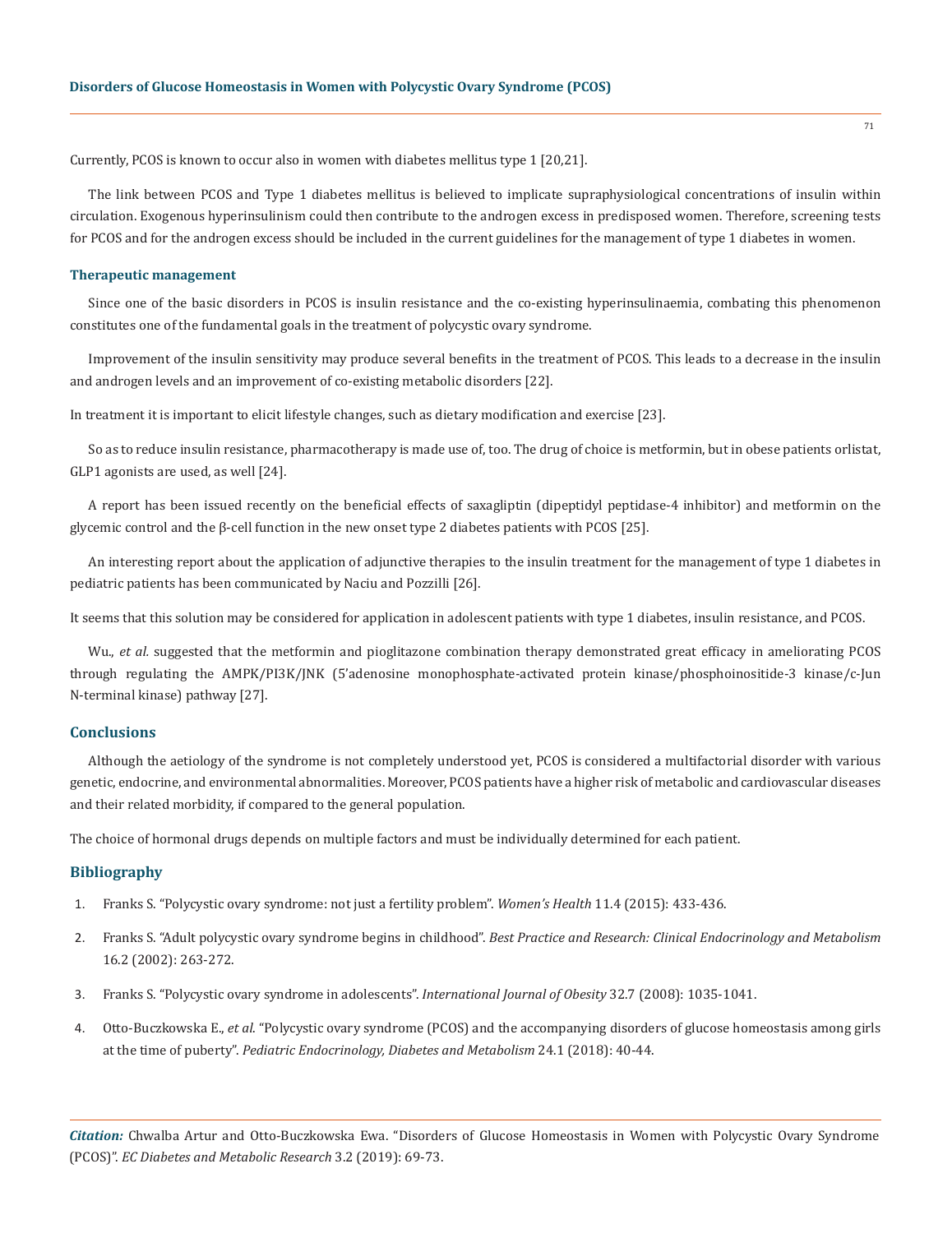Currently, PCOS is known to occur also in women with diabetes mellitus type 1 [20,21].

The link between PCOS and Type 1 diabetes mellitus is believed to implicate supraphysiological concentrations of insulin within circulation. Exogenous hyperinsulinism could then contribute to the androgen excess in predisposed women. Therefore, screening tests for PCOS and for the androgen excess should be included in the current guidelines for the management of type 1 diabetes in women.

### Therapeutic management

Since one of the basic disorders in PCOS is insulin resistance and the co-existing hyperinsulinaemia, combating this phenomenon constitutes one of the fundamental goals in the treatment of polycystic ovary syndrome.

Improvement of the insulin sensitivity may produce several benefits in the treatment of PCOS. This leads to a decrease in the insulin and androgen levels and an improvement of co-existing metabolic disorders [22].

In treatment it is important to elicit lifestyle changes, such as dietary modification and exercise [23].

So as to reduce insulin resistance, pharmacotherapy is made use of, too. The drug of choice is metformin, but in obese patients orlistat, GLP1 agonists are used, as well [24].

A report has been issued recently on the beneficial effects of saxagliptin (dipeptidyl peptidase-4 inhibitor) and metformin on the glycemic control and the β-cell function in the new onset type 2 diabetes patients with PCOS [25].

An interesting report about the application of adjunctive therapies to the insulin treatment for the management of type 1 diabetes in pediatric patients has been communicated by Naciu and Pozzilli [26].

It seems that this solution may be considered for application in adolescent patients with type 1 diabetes, insulin resistance, and PCOS.

Wu., *et al.* suggested that the metformin and pioglitazone combination therapy demonstrated great efficacy in ameliorating PCOS through regulating the AMPK/PI3K/JNK (5'adenosine monophosphate-activated protein kinase/phosphoinositide-3 kinase/c-Jun N-terminal kinase) pathway [27].

## Conclusions

Although the aetiology of the syndrome is not completely understood yet, PCOS is considered a multifactorial disorder with various genetic, endocrine, and environmental abnormalities. Moreover, PCOS patients have a higher risk of metabolic and cardiovascular diseases and their related morbidity, if compared to the general population.

The choice of hormonal drugs depends on multiple factors and must be individually determined for each patient.

## Bibliography

1. Franks S. "Polycystic ovary syndrome: not just a fertility problem". *Women's Health* 11.4 (2015): 433-436.
2. Franks S. "Adult polycystic ovary syndrome begins in childhood". *Best Practice and Research: Clinical Endocrinology and Metabolism* 16.2 (2002): 263-272.
3. Franks S. "Polycystic ovary syndrome in adolescents". *International Journal of Obesity* 32.7 (2008): 1035-1041.
4. Otto-Buczkowska E., *et al.* "Polycystic ovary syndrome (PCOS) and the accompanying disorders of glucose homeostasis among girls at the time of puberty". *Pediatric Endocrinology, Diabetes and Metabolism* 24.1 (2018): 40-44.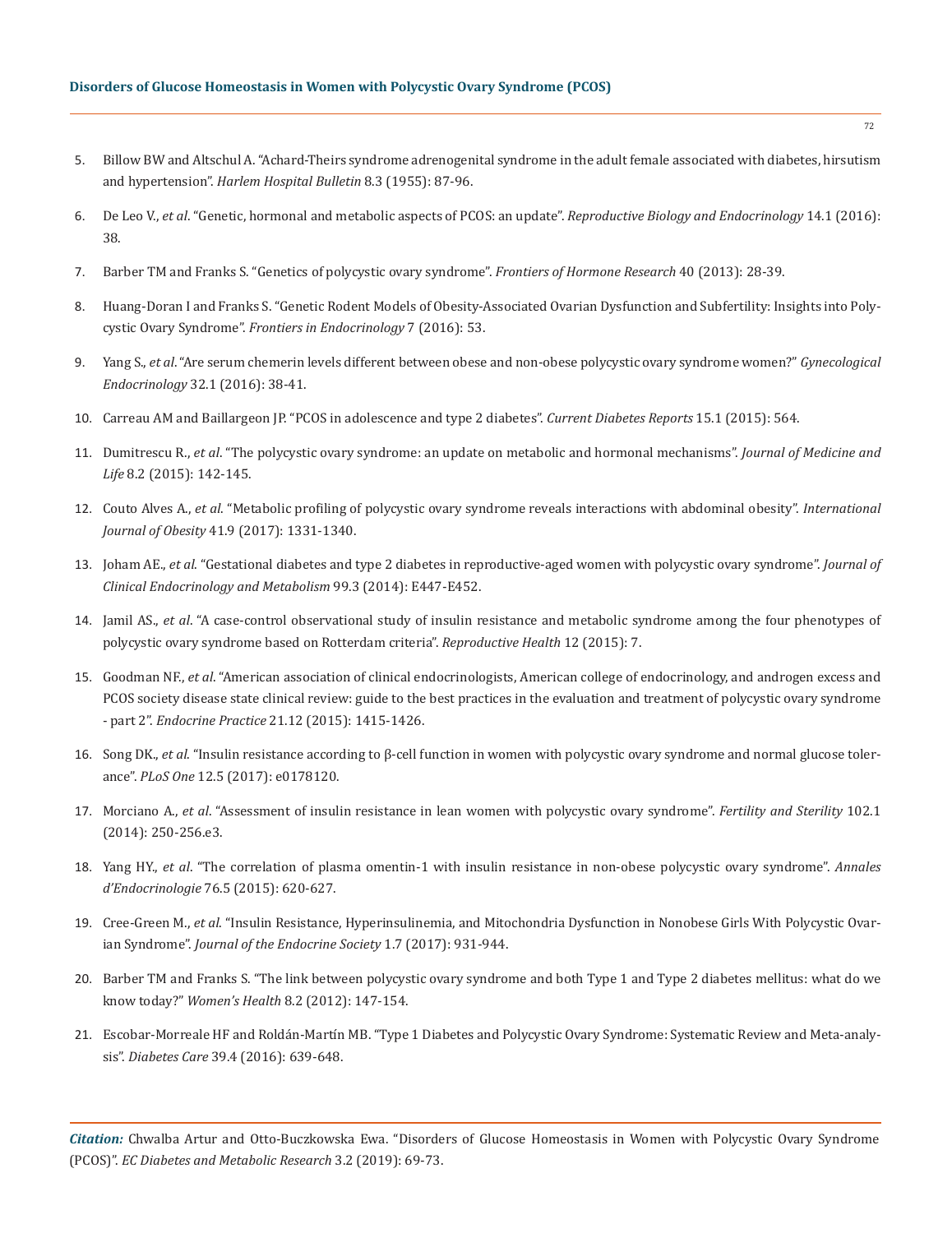5. Billow BW and Altschul A. "Achard-Theirs syndrome adrenogenital syndrome in the adult female associated with diabetes, hirsutism and hypertension". *Harlem Hospital Bulletin* 8.3 (1955): 87-96.
6. De Leo V., *et al*. "Genetic, hormonal and metabolic aspects of PCOS: an update". *Reproductive Biology and Endocrinology* 14.1 (2016): 38.
7. Barber TM and Franks S. "Genetics of polycystic ovary syndrome". *Frontiers of Hormone Research* 40 (2013): 28-39.
8. Huang-Doran I and Franks S. "Genetic Rodent Models of Obesity-Associated Ovarian Dysfunction and Subfertility: Insights into Polycystic Ovary Syndrome". *Frontiers in Endocrinology* 7 (2016): 53.
9. Yang S., *et al*. "Are serum chemerin levels different between obese and non-obese polycystic ovary syndrome women?" *Gynecological Endocrinology* 32.1 (2016): 38-41.
10. Carreau AM and Baillargeon JP. "PCOS in adolescence and type 2 diabetes". *Current Diabetes Reports* 15.1 (2015): 564.
11. Dumitrescu R., *et al*. "The polycystic ovary syndrome: an update on metabolic and hormonal mechanisms". *Journal of Medicine and Life* 8.2 (2015): 142-145.
12. Couto Alves A., *et al*. "Metabolic profiling of polycystic ovary syndrome reveals interactions with abdominal obesity". *International Journal of Obesity* 41.9 (2017): 1331-1340.
13. Joham AE., *et al*. "Gestational diabetes and type 2 diabetes in reproductive-aged women with polycystic ovary syndrome". *Journal of Clinical Endocrinology and Metabolism* 99.3 (2014): E447-E452.
14. Jamil AS., *et al*. "A case-control observational study of insulin resistance and metabolic syndrome among the four phenotypes of polycystic ovary syndrome based on Rotterdam criteria". *Reproductive Health* 12 (2015): 7.
15. Goodman NF., *et al*. "American association of clinical endocrinologists, American college of endocrinology, and androgen excess and PCOS society disease state clinical review: guide to the best practices in the evaluation and treatment of polycystic ovary syndrome - part 2". *Endocrine Practice* 21.12 (2015): 1415-1426.
16. Song DK., *et al*. "Insulin resistance according to β-cell function in women with polycystic ovary syndrome and normal glucose tolerance". *PLoS One* 12.5 (2017): e0178120.
17. Morciano A., *et al*. "Assessment of insulin resistance in lean women with polycystic ovary syndrome". *Fertility and Sterility* 102.1 (2014): 250-256.e3.
18. Yang HY., *et al*. "The correlation of plasma omentin-1 with insulin resistance in non-obese polycystic ovary syndrome". *Annales d'Endocrinologie* 76.5 (2015): 620-627.
19. Cree-Green M., *et al*. "Insulin Resistance, Hyperinsulinemia, and Mitochondria Dysfunction in Nonobese Girls With Polycystic Ovarian Syndrome". *Journal of the Endocrine Society* 1.7 (2017): 931-944.
20. Barber TM and Franks S. "The link between polycystic ovary syndrome and both Type 1 and Type 2 diabetes mellitus: what do we know today?" *Women's Health* 8.2 (2012): 147-154.
21. Escobar-Morreale HF and Roldán-Martín MB. "Type 1 Diabetes and Polycystic Ovary Syndrome: Systematic Review and Meta-analysis". *Diabetes Care* 39.4 (2016): 639-648.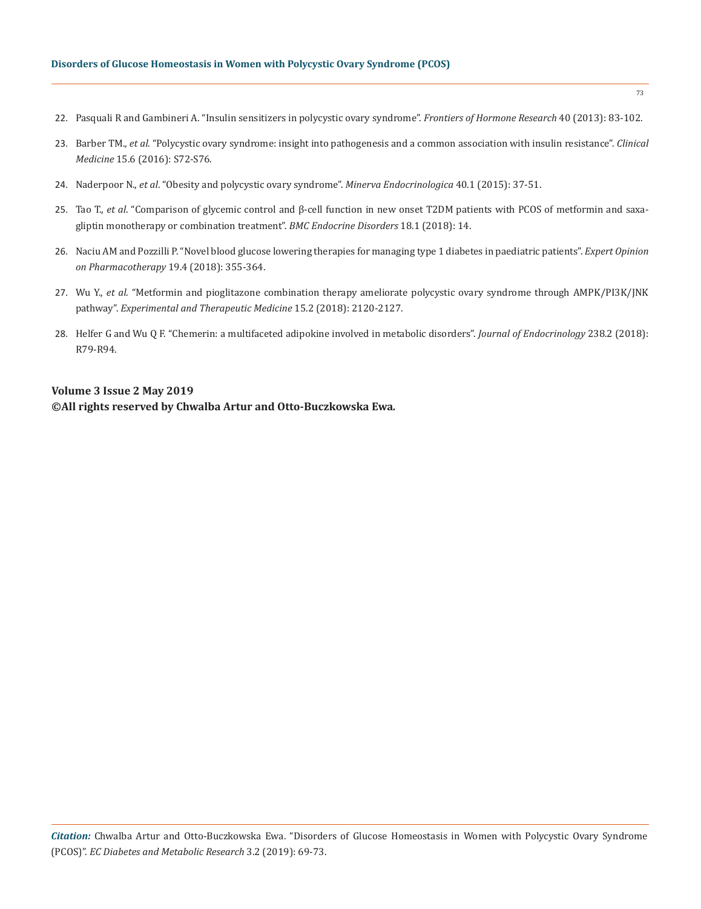22. Pasquali R and Gambineri A. "Insulin sensitizers in polycystic ovary syndrome". *Frontiers of Hormone Research* 40 (2013): 83-102.
23. Barber TM., *et al*. "Polycystic ovary syndrome: insight into pathogenesis and a common association with insulin resistance". *Clinical Medicine* 15.6 (2016): S72-S76.
24. Naderpoor N., *et al*. "Obesity and polycystic ovary syndrome". *Minerva Endocrinologica* 40.1 (2015): 37-51.
25. Tao T., *et al*. "Comparison of glycemic control and β-cell function in new onset T2DM patients with PCOS of metformin and saxagliptin monotherapy or combination treatment". *BMC Endocrine Disorders* 18.1 (2018): 14.
26. Naciu AM and Pozzilli P. "Novel blood glucose lowering therapies for managing type 1 diabetes in paediatric patients". *Expert Opinion on Pharmacotherapy* 19.4 (2018): 355-364.
27. Wu Y., *et al*. "Metformin and pioglitazone combination therapy ameliorate polycystic ovary syndrome through AMPK/PI3K/JNK pathway". *Experimental and Therapeutic Medicine* 15.2 (2018): 2120-2127.
28. Helfer G and Wu Q F. "Chemerin: a multifaceted adipokine involved in metabolic disorders". *Journal of Endocrinology* 238.2 (2018): R79-R94.

**Volume 3 Issue 2 May 2019**
**©All rights reserved by Chwalba Artur and Otto-Buczkowska Ewa.**

***Citation:*** Chwalba Artur and Otto-Buczkowska Ewa. "Disorders of Glucose Homeostasis in Women with Polycystic Ovary Syndrome (PCOS)". *EC Diabetes and Metabolic Research* 3.2 (2019): 69-73.